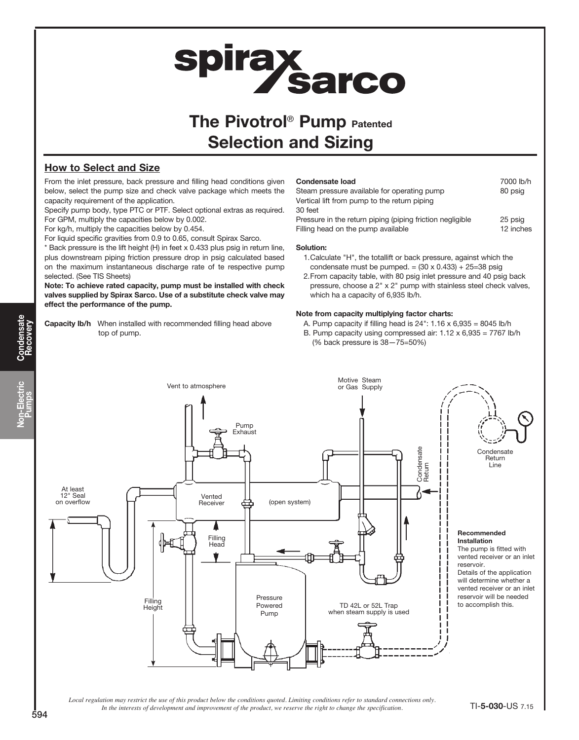# The Pivotrol® Pump Patented Selection and Sizing

## How to Select and Size

From the inlet pressure, back pressure and filling head conditions given below, select the pump size and check valve package which meets the capacity requirement of the application.

Specify pump body, type PTC or PTF. Select optional extras as required.

For GPM, multiply the capacities below by 0.002.

For kg/h, multiply the capacities below by 0.454.

For liquid specific gravities from 0.9 to 0.65, consult Spirax Sarco.

* Back pressure is the lift height (H) in feet x 0.433 plus psig in return line, plus downstream piping friction pressure drop in psig calculated based on the maximum instantaneous discharge rate of te respective pump selected. (See TIS Sheets)

**Note: To achieve rated capacity, pump must be installed with check valves supplied by Spirax Sarco. Use of a substitute check valve may effect the performance of the pump.**

**Capacity lb/h** When installed with recommended filling head above top of pump.

| **Condensate load** | 7000 lb/h |
|---|---|
| Steam pressure available for operating pump | 80 psig |
| Vertical lift from pump to the return piping 30 feet | |
| Pressure in the return piping (piping friction negligible | 25 psig |
| Filling head on the pump available | 12 inches |

**Solution:**

1. Calculate "H", the totallift or back pressure, against which the condensate must be pumped. = (30 x 0.433) + 25=38 psig
2. From capacity table, with 80 psig inlet pressure and 40 psig back pressure, choose a 2" x 2" pump with stainless steel check valves, which ha a capacity of 6,935 lb/h.

**Note from capacity multiplying factor charts:**

A. Pump capacity if filling head is 24": 1.16 x 6,935 = 8045 lb/h

B. Pump capacity using compressed air: 1.12 x 6,935 = 7767 lb/h (% back pressure is 38—75=50%)

Vent to atmosphere

Pump Exhaust

Motive Steam or Gas Supply

Condensate Return

Condensate Return Line

At least 12" Seal on overflow

Vented Receiver

(open system)

Filling Head

Filling Height

Pressure Powered Pump

TD 42L or 52L Trap when steam supply is used

**Recommended Installation**

The pump is fitted with vented receiver or an inlet reservoir.

Details of the application will determine whether a vented receiver or an inlet reservoir will be needed to accomplish this.

*Local regulation may restrict the use of this product below the conditions quoted. Limiting conditions refer to standard connections only. In the interests of development and improvement of the product, we reserve the right to change the specification.*

TI-**5-030**-US 7.15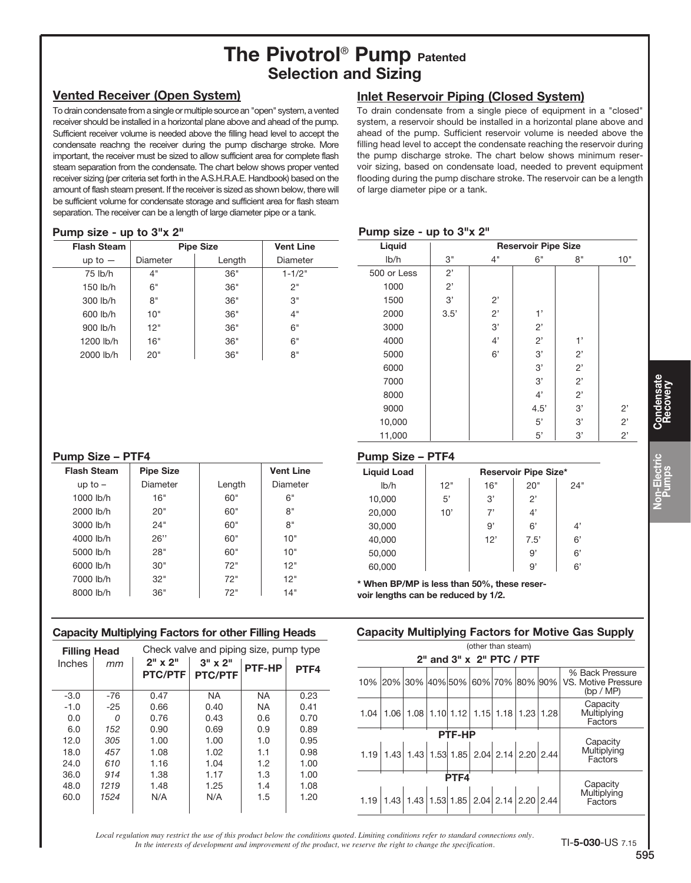# The Pivotrol® Pump Patented
## Selection and Sizing

### Vented Receiver (Open System)

To drain condensate from a single or multiple source an "open" system, a vented receiver should be installed in a horizontal plane above and ahead of the pump. Sufficient receiver volume is needed above the filling head level to accept the condensate reachng the receiver during the pump discharge stroke. More important, the receiver must be sized to allow sufficient area for complete flash steam separation from the condensate. The chart below shows proper vented receiver sizing (per criteria set forth in the A.S.H.R.A.E. Handbook) based on the amount of flash steam present. If the receiver is sized as shown below, there will be sufficient volume for condensate storage and sufficient area for flash steam separation. The receiver can be a length of large diameter pipe or a tank.

**Pump size - up to 3"x 2"**

| Flash Steam | Pipe Size | | Vent Line |
|---|---|---|---|
| up to — | Diameter | Length | Diameter |
| 75 lb/h | 4" | 36" | 1-1/2" |
| 150 lb/h | 6" | 36" | 2" |
| 300 lb/h | 8" | 36" | 3" |
| 600 lb/h | 10" | 36" | 4" |
| 900 lb/h | 12" | 36" | 6" |
| 1200 lb/h | 16" | 36" | 6" |
| 2000 lb/h | 20" | 36" | 8" |

**Pump Size – PTF4**

| Flash Steam | Pipe Size | | Vent Line |
|---|---|---|---|
| up to – | Diameter | Length | Diameter |
| 1000 lb/h | 16" | 60" | 6" |
| 2000 lb/h | 20" | 60" | 8" |
| 3000 lb/h | 24" | 60" | 8" |
| 4000 lb/h | 26'' | 60" | 10" |
| 5000 lb/h | 28" | 60" | 10" |
| 6000 lb/h | 30" | 72" | 12" |
| 7000 lb/h | 32" | 72" | 12" |
| 8000 lb/h | 36" | 72" | 14" |

### Inlet Reservoir Piping (Closed System)

To drain condensate from a single piece of equipment in a "closed" system, a reservoir should be installed in a horizontal plane above and ahead of the pump. Sufficient reservoir volume is needed above the filling head level to accept the condensate reaching the reservoir during the pump discharge stroke. The chart below shows minimum reservoir sizing, based on condensate load, needed to prevent equipment flooding during the pump dischare stroke. The reservoir can be a length of large diameter pipe or a tank.

**Pump size - up to 3"x 2"**

| Liquid | Reservoir Pipe Size | | | | |
|---|---|---|---|---|---|
| lb/h | 3" | 4" | 6" | 8" | 10" |
| 500 or Less | 2' | | | | |
| 1000 | 2' | | | | |
| 1500 | 3' | 2' | | | |
| 2000 | 3.5' | 2' | 1' | | |
| 3000 | | 3' | 2' | | |
| 4000 | | 4' | 2' | 1' | |
| 5000 | | 6' | 3' | 2' | |
| 6000 | | | 3' | 2' | |
| 7000 | | | 3' | 2' | |
| 8000 | | | 4' | 2' | |
| 9000 | | | 4.5' | 3' | 2' |
| 10,000 | | | 5' | 3' | 2' |
| 11,000 | | | 5' | 3' | 2' |

**Pump Size – PTF4**

| Liquid Load | Reservoir Pipe Size* | | | |
|---|---|---|---|---|
| lb/h | 12" | 16" | 20" | 24" |
| 10,000 | 5' | 3' | 2' | |
| 20,000 | 10' | 7' | 4' | |
| 30,000 | | 9' | 6' | 4' |
| 40,000 | | 12' | 7.5' | 6' |
| 50,000 | | | 9' | 6' |
| 60,000 | | | 9' | 6' |

**\* When BP/MP is less than 50%, these reservoir lengths can be reduced by 1/2.**

### Capacity Multiplying Factors for other Filling Heads

| Filling Head | | Check valve and piping size, pump type | | | |
|---|---|---|---|---|---|
| Inches | *mm* | 2" x 2" PTC/PTF | 3" x 2" PTC/PTF | PTF-HP | PTF4 |
| -3.0 | -76 | 0.47 | NA | NA | 0.23 |
| -1.0 | -25 | 0.66 | 0.40 | NA | 0.41 |
| 0.0 | *0* | 0.76 | 0.43 | 0.6 | 0.70 |
| 6.0 | *152* | 0.90 | 0.69 | 0.9 | 0.89 |
| 12.0 | *305* | 1.00 | 1.00 | 1.0 | 0.95 |
| 18.0 | *457* | 1.08 | 1.02 | 1.1 | 0.98 |
| 24.0 | *610* | 1.16 | 1.04 | 1.2 | 1.00 |
| 36.0 | *914* | 1.38 | 1.17 | 1.3 | 1.00 |
| 48.0 | *1219* | 1.48 | 1.25 | 1.4 | 1.08 |
| 60.0 | *1524* | N/A | N/A | 1.5 | 1.20 |

### Capacity Multiplying Factors for Motive Gas Supply

(other than steam)

| 10% | 20% | 30% | 40% | 50% | 60% | 70% | 80% | 90% | % Back Pressure VS. Motive Pressure (bp / MP) |
|---|---|---|---|---|---|---|---|---|---|
| **2" and 3" x 2" PTC / PTF** | | | | | | | | | |
| 1.04 | 1.06 | 1.08 | 1.10 | 1.12 | 1.15 | 1.18 | 1.23 | 1.28 | Capacity Multiplying Factors |
| **PTF-HP** | | | | | | | | | |
| 1.19 | 1.43 | 1.43 | 1.53 | 1.85 | 2.04 | 2.14 | 2.20 | 2.44 | Capacity Multiplying Factors |
| **PTF4** | | | | | | | | | |
| 1.19 | 1.43 | 1.43 | 1.53 | 1.85 | 2.04 | 2.14 | 2.20 | 2.44 | Capacity Multiplying Factors |

*Local regulation may restrict the use of this product below the conditions quoted. Limiting conditions refer to standard connections only. In the interests of development and improvement of the product, we reserve the right to change the specification.*

TI-**5-030**-US 7.15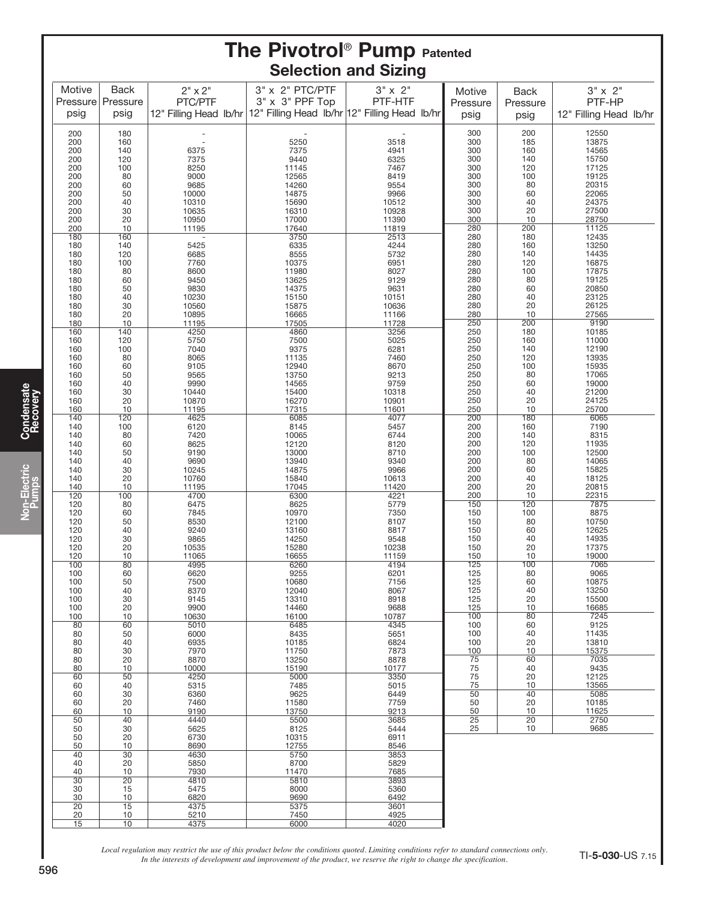# The Pivotrol® Pump Patented

## Selection and Sizing

| Motive Pressure psig | Back Pressure psig | 2" x 2" PTC/PTF 12" Filling Head lb/hr | 3" x 2" PTC/PTF 3" x 3" PPF Top 12" Filling Head lb/hr | 3" x 2" PTF-HTF 12" Filling Head lb/hr |
|---|---|---|---|---|
| 200 | 180 | - | - | - |
| 200 | 160 | - | 5250 | 3518 |
| 200 | 140 | 6375 | 7375 | 4941 |
| 200 | 120 | 7375 | 9440 | 6325 |
| 200 | 100 | 8250 | 11145 | 7467 |
| 200 | 80 | 9000 | 12565 | 8419 |
| 200 | 60 | 9685 | 14260 | 9554 |
| 200 | 50 | 10000 | 14875 | 9966 |
| 200 | 40 | 10310 | 15690 | 10512 |
| 200 | 30 | 10635 | 16310 | 10928 |
| 200 | 20 | 10950 | 17000 | 11390 |
| 200 | 10 | 11195 | 17640 | 11819 |
| 180 | 160 | - | 3750 | 2513 |
| 180 | 140 | 5425 | 6335 | 4244 |
| 180 | 120 | 6685 | 8555 | 5732 |
| 180 | 100 | 7760 | 10375 | 6951 |
| 180 | 80 | 8600 | 11980 | 8027 |
| 180 | 60 | 9450 | 13625 | 9129 |
| 180 | 50 | 9830 | 14375 | 9631 |
| 180 | 40 | 10230 | 15150 | 10151 |
| 180 | 30 | 10560 | 15875 | 10636 |
| 180 | 20 | 10895 | 16665 | 11166 |
| 180 | 10 | 11195 | 17505 | 11728 |
| 160 | 140 | 4250 | 4860 | 3256 |
| 160 | 120 | 5750 | 7500 | 5025 |
| 160 | 100 | 7040 | 9375 | 6281 |
| 160 | 80 | 8065 | 11135 | 7460 |
| 160 | 60 | 9105 | 12940 | 8670 |
| 160 | 50 | 9565 | 13750 | 9213 |
| 160 | 40 | 9990 | 14565 | 9759 |
| 160 | 30 | 10440 | 15400 | 10318 |
| 160 | 20 | 10870 | 16270 | 10901 |
| 160 | 10 | 11195 | 17315 | 11601 |
| 140 | 120 | 4625 | 6085 | 4077 |
| 140 | 100 | 6120 | 8145 | 5457 |
| 140 | 80 | 7420 | 10065 | 6744 |
| 140 | 60 | 8625 | 12120 | 8120 |
| 140 | 50 | 9190 | 13000 | 8710 |
| 140 | 40 | 9690 | 13940 | 9340 |
| 140 | 30 | 10245 | 14875 | 9966 |
| 140 | 20 | 10760 | 15840 | 10613 |
| 140 | 10 | 11195 | 17045 | 11420 |
| 120 | 100 | 4700 | 6300 | 4221 |
| 120 | 80 | 6475 | 8625 | 5779 |
| 120 | 60 | 7845 | 10970 | 7350 |
| 120 | 50 | 8530 | 12100 | 8107 |
| 120 | 40 | 9240 | 13160 | 8817 |
| 120 | 30 | 9865 | 14250 | 9548 |
| 120 | 20 | 10535 | 15280 | 10238 |
| 120 | 10 | 11065 | 16655 | 11159 |
| 100 | 80 | 4995 | 6260 | 4194 |
| 100 | 60 | 6620 | 9255 | 6201 |
| 100 | 50 | 7500 | 10680 | 7156 |
| 100 | 40 | 8370 | 12040 | 8067 |
| 100 | 30 | 9145 | 13310 | 8918 |
| 100 | 20 | 9900 | 14460 | 9688 |
| 100 | 10 | 10630 | 16100 | 10787 |
| 80 | 60 | 5010 | 6485 | 4345 |
| 80 | 50 | 6000 | 8435 | 5651 |
| 80 | 40 | 6935 | 10185 | 6824 |
| 80 | 30 | 7970 | 11750 | 7873 |
| 80 | 20 | 8870 | 13250 | 8878 |
| 80 | 10 | 10000 | 15190 | 10177 |
| 60 | 50 | 4250 | 5000 | 3350 |
| 60 | 40 | 5315 | 7485 | 5015 |
| 60 | 30 | 6360 | 9625 | 6449 |
| 60 | 20 | 7460 | 11580 | 7759 |
| 60 | 10 | 9190 | 13750 | 9213 |
| 50 | 40 | 4440 | 5500 | 3685 |
| 50 | 30 | 5625 | 8125 | 5444 |
| 50 | 20 | 6730 | 10315 | 6911 |
| 50 | 10 | 8690 | 12755 | 8546 |
| 40 | 30 | 4630 | 5750 | 3853 |
| 40 | 20 | 5850 | 8700 | 5829 |
| 40 | 10 | 7930 | 11470 | 7685 |
| 30 | 20 | 4810 | 5810 | 3893 |
| 30 | 15 | 5475 | 8000 | 5360 |
| 30 | 10 | 6820 | 9690 | 6492 |
| 20 | 15 | 4375 | 5375 | 3601 |
| 20 | 10 | 5210 | 7450 | 4925 |
| 15 | 10 | 4375 | 6000 | 4020 |

| Motive Pressure psig | Back Pressure psig | 3" x 2" PTF-HP 12" Filling Head lb/hr |
|---|---|---|
| 300 | 200 | 12550 |
| 300 | 185 | 13875 |
| 300 | 160 | 14565 |
| 300 | 140 | 15750 |
| 300 | 120 | 17125 |
| 300 | 100 | 19125 |
| 300 | 80 | 20315 |
| 300 | 60 | 22065 |
| 300 | 40 | 24375 |
| 300 | 20 | 27500 |
| 300 | 10 | 28750 |
| 280 | 200 | 11125 |
| 280 | 180 | 12435 |
| 280 | 160 | 13250 |
| 280 | 140 | 14435 |
| 280 | 120 | 16875 |
| 280 | 100 | 17875 |
| 280 | 80 | 19125 |
| 280 | 60 | 20850 |
| 280 | 40 | 23125 |
| 280 | 20 | 26125 |
| 280 | 10 | 27565 |
| 250 | 200 | 9190 |
| 250 | 180 | 10185 |
| 250 | 160 | 11000 |
| 250 | 140 | 12190 |
| 250 | 120 | 13935 |
| 250 | 100 | 15935 |
| 250 | 80 | 17065 |
| 250 | 60 | 19000 |
| 250 | 40 | 21200 |
| 250 | 20 | 24125 |
| 250 | 10 | 25700 |
| 200 | 180 | 6065 |
| 200 | 160 | 7190 |
| 200 | 140 | 8315 |
| 200 | 120 | 11935 |
| 200 | 100 | 12500 |
| 200 | 80 | 14065 |
| 200 | 60 | 15825 |
| 200 | 40 | 18125 |
| 200 | 20 | 20815 |
| 200 | 10 | 22315 |
| 150 | 120 | 7875 |
| 150 | 100 | 8875 |
| 150 | 80 | 10750 |
| 150 | 60 | 12625 |
| 150 | 40 | 14935 |
| 150 | 20 | 17375 |
| 150 | 10 | 19000 |
| 125 | 100 | 7065 |
| 125 | 80 | 9065 |
| 125 | 60 | 10875 |
| 125 | 40 | 13250 |
| 125 | 20 | 15500 |
| 125 | 10 | 16685 |
| 100 | 80 | 7245 |
| 100 | 60 | 9125 |
| 100 | 40 | 11435 |
| 100 | 20 | 13810 |
| 100 | 10 | 15375 |
| 75 | 60 | 7035 |
| 75 | 40 | 9435 |
| 75 | 20 | 12125 |
| 75 | 10 | 13565 |
| 50 | 40 | 5085 |
| 50 | 20 | 10185 |
| 50 | 10 | 11625 |
| 25 | 20 | 2750 |
| 25 | 10 | 9685 |

*Local regulation may restrict the use of this product below the conditions quoted. Limiting conditions refer to standard connections only. In the interests of development and improvement of the product, we reserve the right to change the specification.*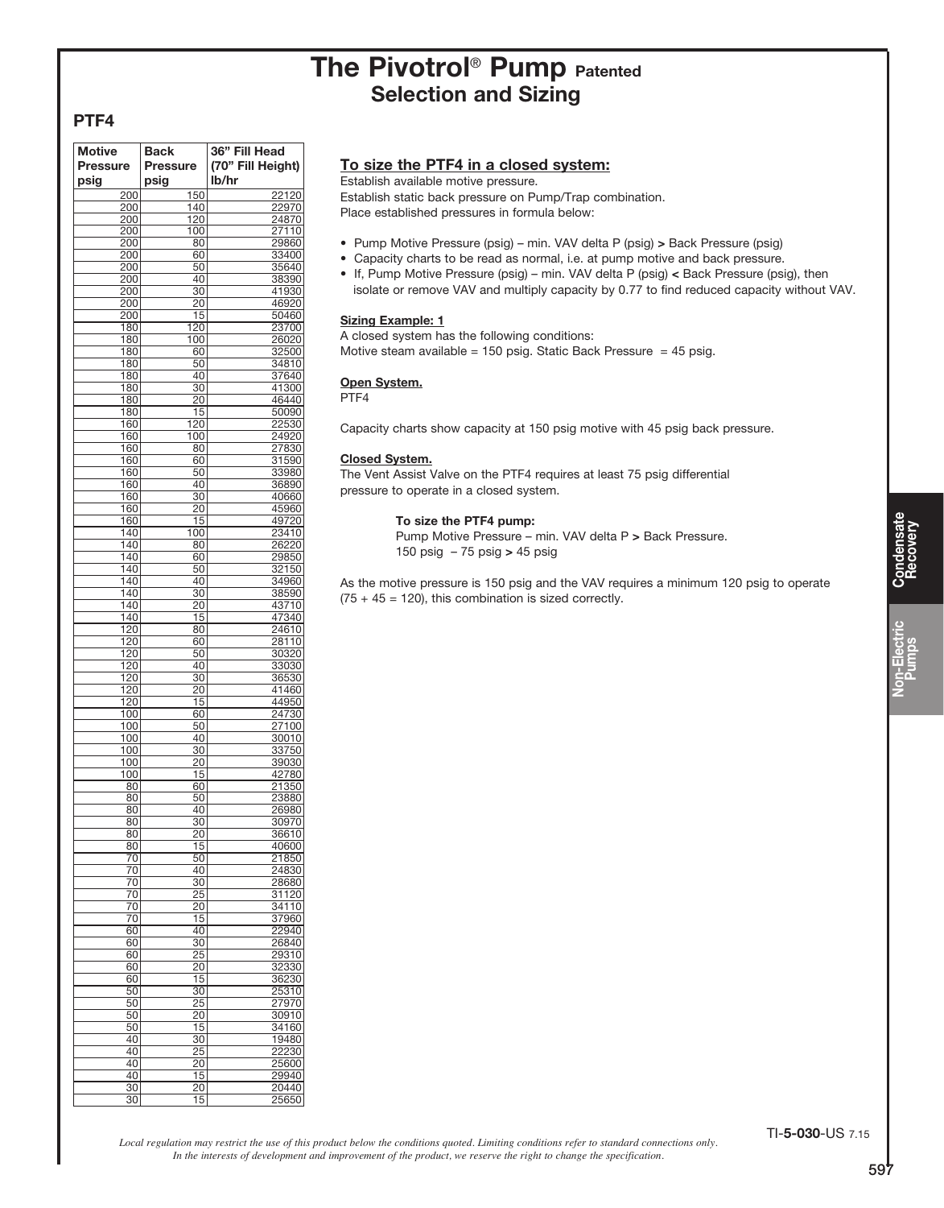# The Pivotrol® Pump Patented
## Selection and Sizing

### PTF4

| Motive Pressure psig | Back Pressure psig | 36" Fill Head (70" Fill Height) lb/hr |
|---|---|---|
| 200 | 150 | 22120 |
| 200 | 140 | 22970 |
| 200 | 120 | 24870 |
| 200 | 100 | 27110 |
| 200 | 80 | 29860 |
| 200 | 60 | 33400 |
| 200 | 50 | 35640 |
| 200 | 40 | 38390 |
| 200 | 30 | 41930 |
| 200 | 20 | 46920 |
| 200 | 15 | 50460 |
| 180 | 120 | 23700 |
| 180 | 100 | 26020 |
| 180 | 60 | 32500 |
| 180 | 50 | 34810 |
| 180 | 40 | 37640 |
| 180 | 30 | 41300 |
| 180 | 20 | 46440 |
| 180 | 15 | 50090 |
| 160 | 120 | 22530 |
| 160 | 100 | 24920 |
| 160 | 80 | 27830 |
| 160 | 60 | 31590 |
| 160 | 50 | 33980 |
| 160 | 40 | 36890 |
| 160 | 30 | 40660 |
| 160 | 20 | 45960 |
| 160 | 15 | 49720 |
| 140 | 100 | 23410 |
| 140 | 80 | 26220 |
| 140 | 60 | 29850 |
| 140 | 50 | 32150 |
| 140 | 40 | 34960 |
| 140 | 30 | 38590 |
| 140 | 20 | 43710 |
| 140 | 15 | 47340 |
| 120 | 80 | 24610 |
| 120 | 60 | 28110 |
| 120 | 50 | 30320 |
| 120 | 40 | 33030 |
| 120 | 30 | 36530 |
| 120 | 20 | 41460 |
| 120 | 15 | 44950 |
| 100 | 60 | 24730 |
| 100 | 50 | 27100 |
| 100 | 40 | 30010 |
| 100 | 30 | 33750 |
| 100 | 20 | 39030 |
| 100 | 15 | 42780 |
| 80 | 60 | 21350 |
| 80 | 50 | 23880 |
| 80 | 40 | 26980 |
| 80 | 30 | 30970 |
| 80 | 20 | 36610 |
| 80 | 15 | 40600 |
| 70 | 50 | 21850 |
| 70 | 40 | 24830 |
| 70 | 30 | 28680 |
| 70 | 25 | 31120 |
| 70 | 20 | 34110 |
| 70 | 15 | 37960 |
| 60 | 40 | 22940 |
| 60 | 30 | 26840 |
| 60 | 25 | 29310 |
| 60 | 20 | 32330 |
| 60 | 15 | 36230 |
| 50 | 30 | 25310 |
| 50 | 25 | 27970 |
| 50 | 20 | 30910 |
| 50 | 15 | 34160 |
| 40 | 30 | 19480 |
| 40 | 25 | 22230 |
| 40 | 20 | 25600 |
| 40 | 15 | 29940 |
| 30 | 20 | 20440 |
| 30 | 15 | 25650 |

**To size the PTF4 in a closed system:**

Establish available motive pressure.
Establish static back pressure on Pump/Trap combination.
Place established pressures in formula below:

- Pump Motive Pressure (psig) – min. VAV delta P (psig) **>** Back Pressure (psig)
- Capacity charts to be read as normal, i.e. at pump motive and back pressure.
- If, Pump Motive Pressure (psig) – min. VAV delta P (psig) **<** Back Pressure (psig), then isolate or remove VAV and multiply capacity by 0.77 to find reduced capacity without VAV.

**Sizing Example: 1**

A closed system has the following conditions:
Motive steam available = 150 psig. Static Back Pressure = 45 psig.

**Open System.**

PTF4

Capacity charts show capacity at 150 psig motive with 45 psig back pressure.

**Closed System.**

The Vent Assist Valve on the PTF4 requires at least 75 psig differential pressure to operate in a closed system.

**To size the PTF4 pump:**
Pump Motive Pressure – min. VAV delta P **>** Back Pressure.
150 psig – 75 psig **>** 45 psig

As the motive pressure is 150 psig and the VAV requires a minimum 120 psig to operate (75 + 45 = 120), this combination is sized correctly.

TI-**5-030**-US 7.15

*Local regulation may restrict the use of this product below the conditions quoted. Limiting conditions refer to standard connections only. In the interests of development and improvement of the product, we reserve the right to change the specification.*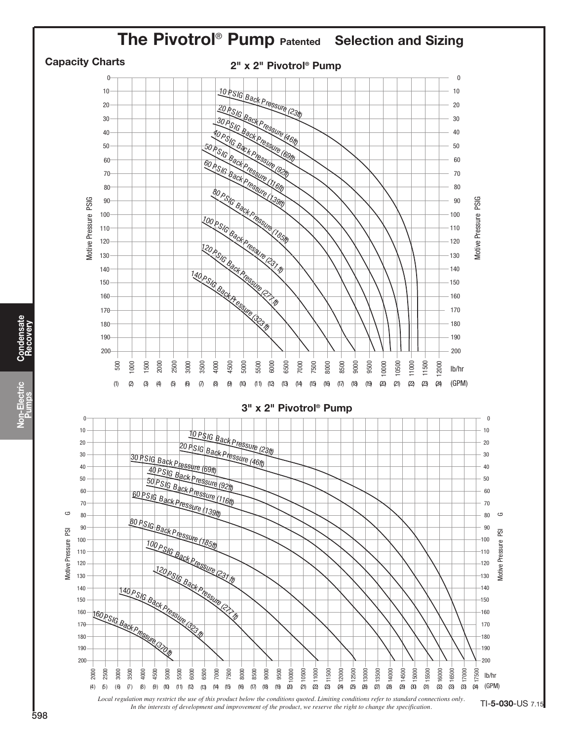# The Pivotrol® Pump Patented Selection and Sizing

## Capacity Charts

### 2" x 2" Pivotrol® Pump

Motive Pressure PSIG (0–200) vs. lb/hr (500–12000) / (GPM) (1–24)

- 10 PSIG Back Pressure (23ft)
- 20 PSIG Back Pressure (46ft)
- 30 PSIG Back Pressure (69ft)
- 40 PSIG Back Pressure (92ft)
- 50 PSIG Back Pressure (116ft)
- 60 PSIG Back Pressure (139ft)
- 80 PSIG Back Pressure (185ft)
- 100 PSIG Back Pressure (231 ft)
- 120 PSIG Back Pressure (277 ft)
- 140 PSIG Back Pressure (323 ft)

### 3" x 2" Pivotrol® Pump

Motive Pressure PSIG (0–200) vs. lb/hr (2000–17500) / (GPM) (4–34)

- 10 PSIG Back Pressure (23ft)
- 20 PSIG Back Pressure (46ft)
- 30 PSIG Back Pressure (69ft)
- 40 PSIG Back Pressure (92ft)
- 50 PSIG Back Pressure (116ft)
- 60 PSIG Back Pressure (139ft)
- 80 PSIG Back Pressure (185ft)
- 100 PSIG Back Pressure (231 ft)
- 120 PSIG Back Pressure (277 ft)
- 140 PSIG Back Pressure (323 ft)
- 160 PSIG Back Pressure (370 ft)

*Local regulation may restrict the use of this product below the conditions quoted. Limiting conditions refer to standard connections only. In the interests of development and improvement of the product, we reserve the right to change the specification.*

TI-5-030-US 7.15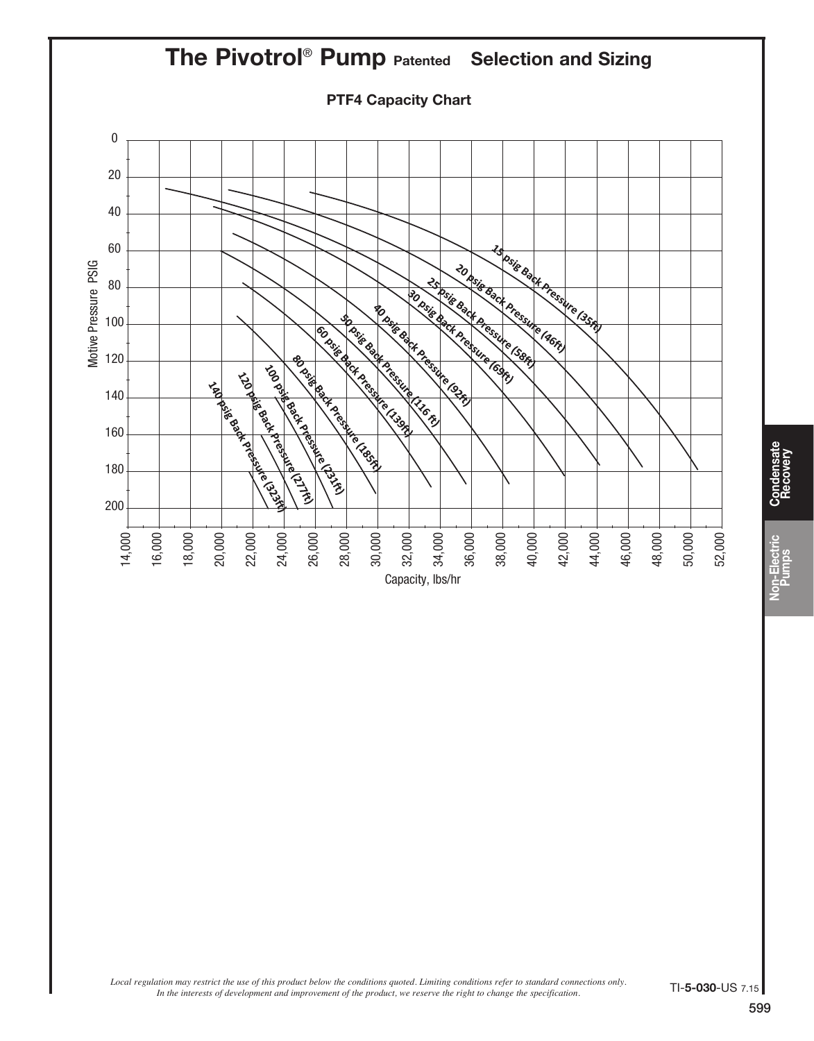# The Pivotrol® Pump Patented Selection and Sizing

## PTF4 Capacity Chart

Motive Pressure PSIG (0–200) vs. Capacity, lbs/hr (14,000–52,000)

Curves:
- 15 psig Back Pressure (35ft)
- 20 psig Back Pressure (46ft)
- 25 psig Back Pressure (58ft)
- 30 psig Back Pressure (69ft)
- 40 psig Back Pressure (92ft)
- 50 psig Back Pressure (116 ft)
- 60 psig Back Pressure (139ft)
- 80 psig Back Pressure (185ft)
- 100 psig Back Pressure (231ft)
- 120 psig Back Pressure (277ft)
- 140 psig Back Pressure (323ft)

*Local regulation may restrict the use of this product below the conditions quoted. Limiting conditions refer to standard connections only. In the interests of development and improvement of the product, we reserve the right to change the specification.*

TI-**5-030**-US 7.15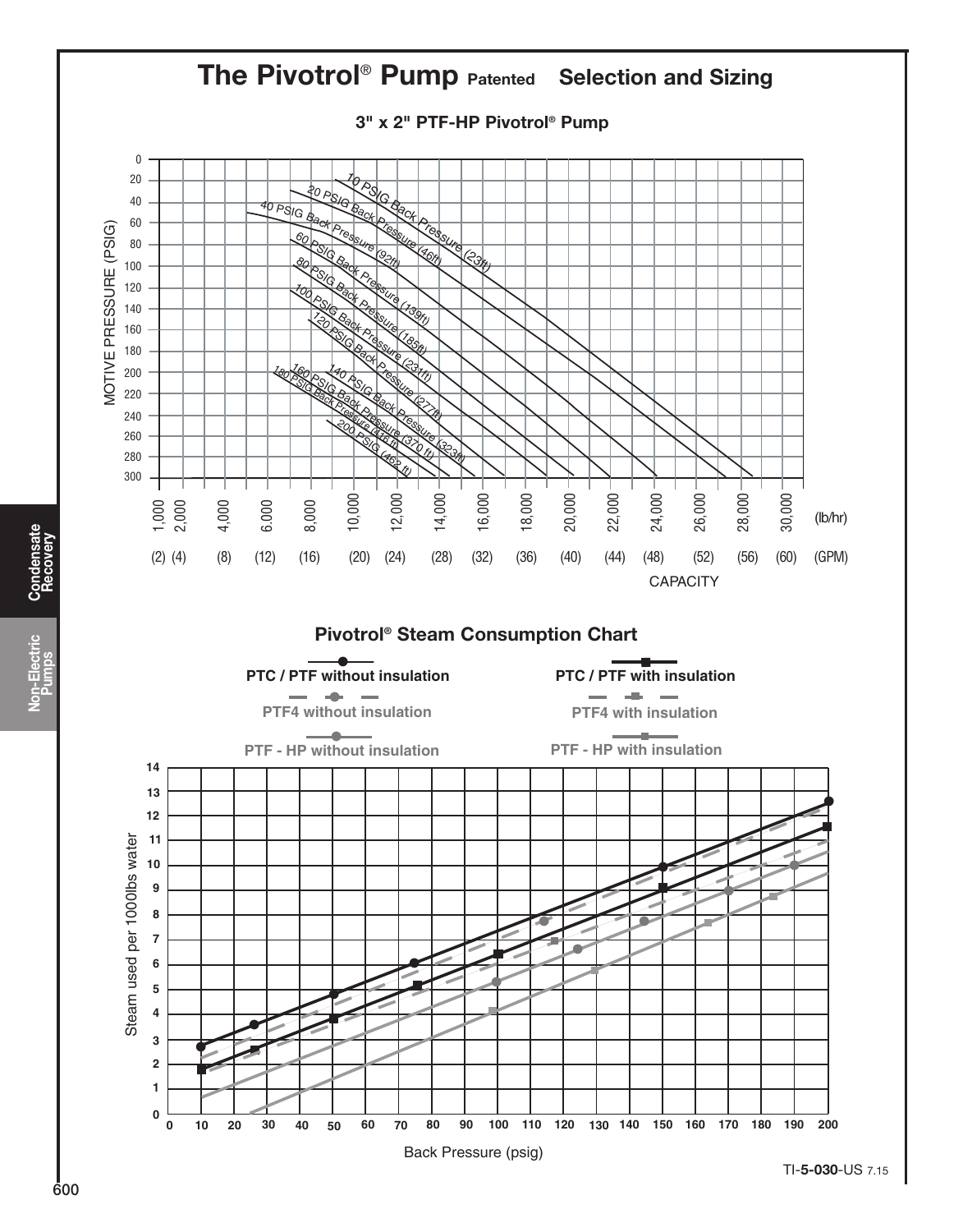# The Pivotrol® Pump Patented Selection and Sizing

## 3" x 2" PTF-HP Pivotrol® Pump

MOTIVE PRESSURE (PSIG)

10 PSIG Back Pressure (23ft)
20 PSIG Back Pressure (46ft)
40 PSIG Back Pressure (92ft)
60 PSIG Back Pressure (139ft)
80 PSIG Back Pressure (185ft)
100 PSIG Back Pressure (231ft)
120 PSIG Back Pressure (277ft)
140 PSIG Back Pressure (323ft)
160 PSIG Back Pressure (370 ft)
180 PSIG Back Pressure (416 ft)
200 PSIG (462 ft)

CAPACITY (lb/hr) (GPM)

## Pivotrol® Steam Consumption Chart

PTC / PTF without insulation
PTC / PTF with insulation
PTF4 without insulation
PTF4 with insulation
PTF - HP without insulation
PTF - HP with insulation

Steam used per 1000lbs water

Back Pressure (psig)

Condensate Recovery

Non-Electric Pumps

TI-5-030-US 7.15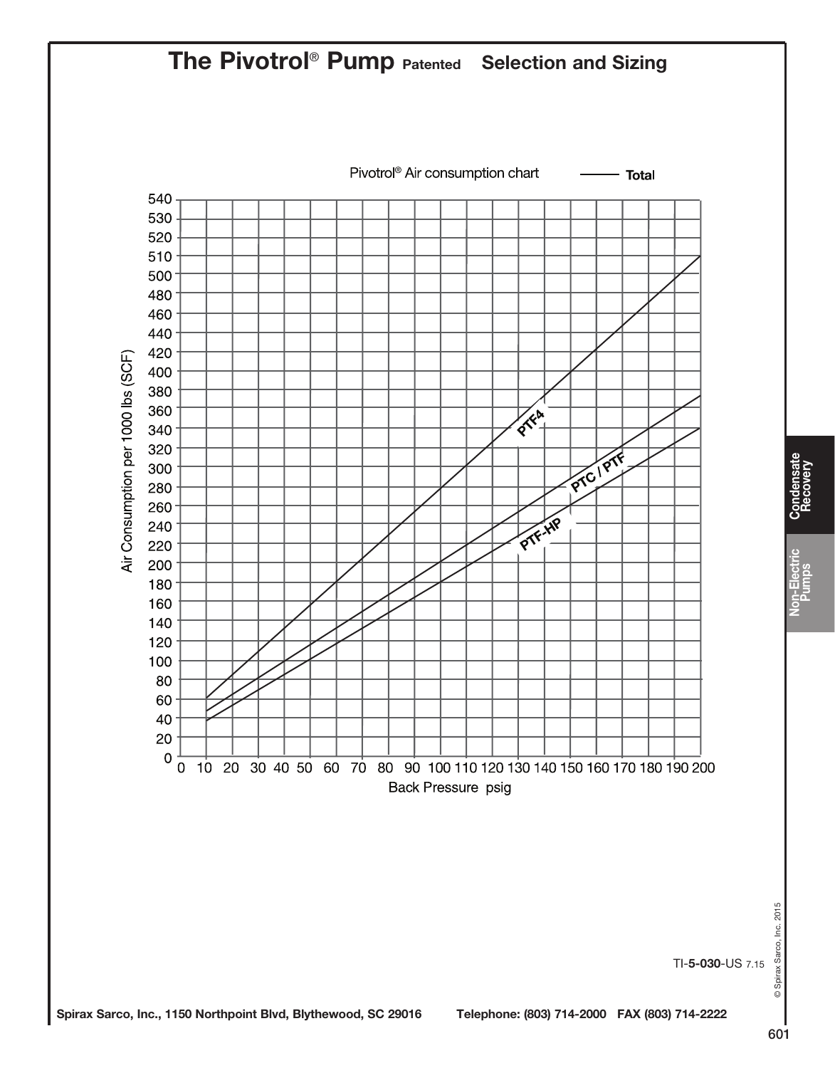# The Pivotrol® Pump Patented Selection and Sizing

Pivotrol® Air consumption chart

Total

Air Consumption per 1000 lbs (SCF)

540
530
520
510
500
480
460
440
420
400
380
360
340
320
300
280
260
240
220
200
180
160
140
120
100
80
60
40
20
0

0 10 20 30 40 50 60 70 80 90 100 110 120 130 140 150 160 170 180 190 200

Back Pressure psig

PTF4

PTC / PTF

PTF-HP

TI-**5-030**-US 7.15

© Spirax Sarco, Inc. 2015

**Spirax Sarco, Inc., 1150 Northpoint Blvd, Blythewood, SC 29016 Telephone: (803) 714-2000 FAX (803) 714-2222**

**Condensate Recovery**

**Non-Electric Pumps**